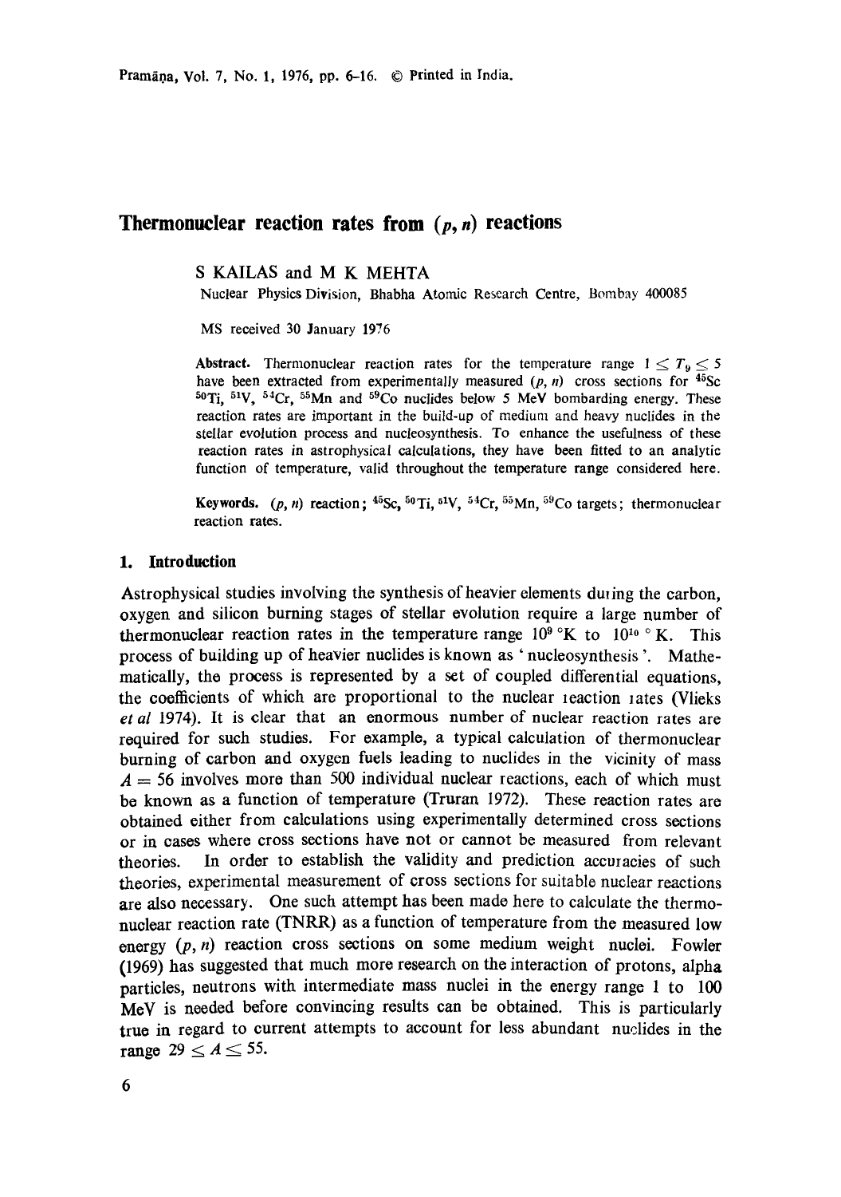# Thermonuclear reaction rates from $(p, n)$ reactions

S KAILAS and M K MEHTA

Nuclear Physics Division, Bhabha Atomic Research Centre, Bombay 400085

MS received 30 January 1976

**Abstract.** Thermonuclear reaction rates for the temperature range $1 \leq T_9 \leq 5$ have been extracted from experimentally measured $(p, n)$ cross sections for $^{45}Sc$ $^{50}Ti$, $^{51}V$, $^{54}Cr$, $^{55}Mn$ and $^{59}Co$ nuclides below 5 MeV bombarding energy. These reaction rates are important in the build-up of medium and heavy nuclides in the stellar evolution process and nucleosynthesis. To enhance the usefulness of these reaction rates in astrophysical calculations, they have been fitted to an analytic function of temperature, valid throughout the temperature range considered here.

**Keywords.** $(p, n)$ reaction; $^{45}Sc$, $^{50}Ti$, $^{51}V$, $^{54}Cr$, $^{55}Mn$, $^{59}Co$ targets; thermonuclear reaction rates.

## 1. Introduction

Astrophysical studies involving the synthesis of heavier elements during the carbon, oxygen and silicon burning stages of stellar evolution require a large number of thermonuclear reaction rates in the temperature range $10^9$ °K to $10^{10}$ °K. This process of building up of heavier nuclides is known as 'nucleosynthesis'. Mathematically, the process is represented by a set of coupled differential equations, the coefficients of which are proportional to the nuclear reaction rates (Vlieks *et al* 1974). It is clear that an enormous number of nuclear reaction rates are required for such studies. For example, a typical calculation of thermonuclear burning of carbon and oxygen fuels leading to nuclides in the vicinity of mass $A = 56$ involves more than 500 individual nuclear reactions, each of which must be known as a function of temperature (Truran 1972). These reaction rates are obtained either from calculations using experimentally determined cross sections or in cases where cross sections have not or cannot be measured from relevant theories. In order to establish the validity and prediction accuracies of such theories, experimental measurement of cross sections for suitable nuclear reactions are also necessary. One such attempt has been made here to calculate the thermonuclear reaction rate (TNRR) as a function of temperature from the measured low energy $(p, n)$ reaction cross sections on some medium weight nuclei. Fowler (1969) has suggested that much more research on the interaction of protons, alpha particles, neutrons with intermediate mass nuclei in the energy range 1 to 100 MeV is needed before convincing results can be obtained. This is particularly true in regard to current attempts to account for less abundant nuclides in the range $29 \leq A \leq 55$.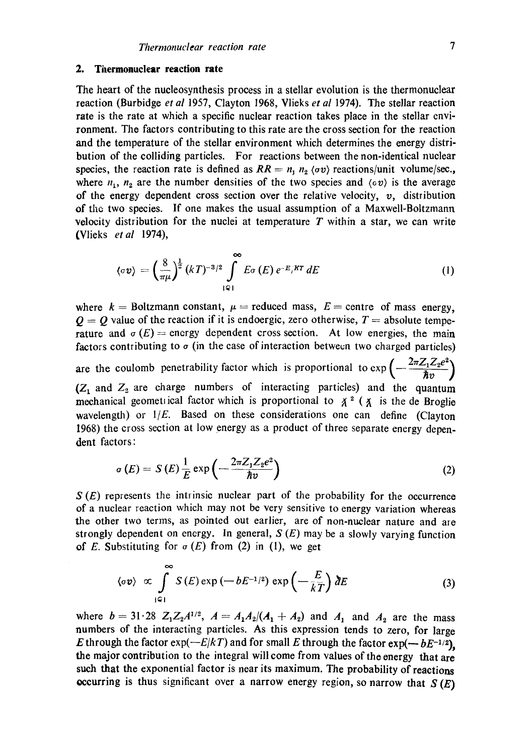## 2. Thermonuclear reaction rate

The heart of the nucleosynthesis process in a stellar evolution is the thermonuclear reaction (Burbidge *et al* 1957, Clayton 1968, Vlieks *et al* 1974). The stellar reaction rate is the rate at which a specific nuclear reaction takes place in the stellar environment. The factors contributing to this rate are the cross section for the reaction and the temperature of the stellar environment which determines the energy distribution of the colliding particles. For reactions between the non-identical nuclear species, the reaction rate is defined as $RR = n_1 n_2 \langle \sigma v \rangle$ reactions/unit volume/sec., where $n_1$, $n_2$ are the number densities of the two species and $\langle \sigma v \rangle$ is the average of the energy dependent cross section over the relative velocity, $v$, distribution of the two species. If one makes the usual assumption of a Maxwell-Boltzmann velocity distribution for the nuclei at temperature $T$ within a star, we can write (Vlieks *et al* 1974),

$$\langle \sigma v \rangle = \left(\frac{8}{\pi \mu}\right)^{\frac{1}{2}} (kT)^{-3/2} \int_{|Q|}^{\infty} E \sigma(E) e^{-E/KT} dE \tag{1}$$

where $k$ = Boltzmann constant, $\mu$ = reduced mass, $E$ = centre of mass energy, $Q$ = $Q$ value of the reaction if it is endoergic, zero otherwise, $T$ = absolute temperature and $\sigma(E)$ = energy dependent cross section. At low energies, the main factors contributing to $\sigma$ (in the case of interaction between two charged particles) are the coulomb penetrability factor which is proportional to $\exp\left(-\frac{2\pi Z_1 Z_2 e^2}{\hbar v}\right)$ ($Z_1$ and $Z_2$ are charge numbers of interacting particles) and the quantum mechanical geometrical factor which is proportional to $\lambda\!\!\!^{-2}$ ($\lambda\!\!\!^-$ is the de Broglie wavelength) or $1/E$. Based on these considerations one can define (Clayton 1968) the cross section at low energy as a product of three separate energy dependent factors:

$$\sigma(E) = S(E) \frac{1}{E} \exp\left(-\frac{2\pi Z_1 Z_2 e^2}{\hbar v}\right) \tag{2}$$

$S(E)$ represents the intrinsic nuclear part of the probability for the occurrence of a nuclear reaction which may not be very sensitive to energy variation whereas the other two terms, as pointed out earlier, are of non-nuclear nature and are strongly dependent on energy. In general, $S(E)$ may be a slowly varying function of $E$. Substituting for $\sigma(E)$ from (2) in (1), we get

$$\langle \sigma v \rangle \propto \int_{|Q|}^{\infty} S(E) \exp(-bE^{-1/2}) \exp\left(-\frac{E}{kT}\right) dE \tag{3}$$

where $b = 31 \cdot 28\, Z_1 Z_2 A^{1/2}$, $A = A_1 A_2/(A_1 + A_2)$ and $A_1$ and $A_2$ are the mass numbers of the interacting particles. As this expression tends to zero, for large $E$ through the factor $\exp(-E/kT)$ and for small $E$ through the factor $\exp(-bE^{-1/2})$, the major contribution to the integral will come from values of the energy that are such that the exponential factor is near its maximum. The probability of reactions occurring is thus significant over a narrow energy region, so narrow that $S(E)$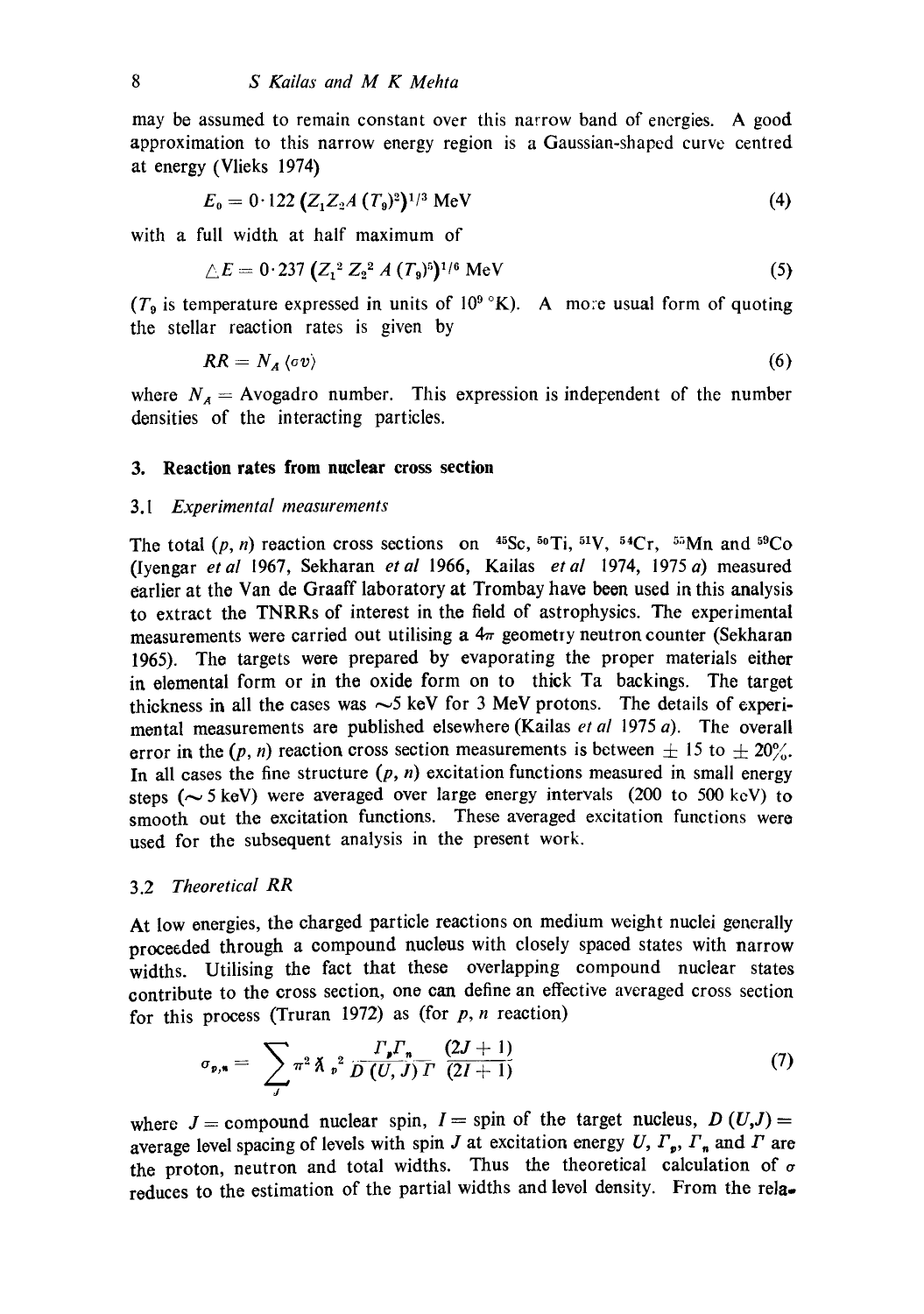may be assumed to remain constant over this narrow band of energies. A good approximation to this narrow energy region is a Gaussian-shaped curve centred at energy (Vlieks 1974)

$$E_0 = 0{\cdot}122\,(Z_1 Z_2 A\,(T_9)^2)^{1/3}\ \text{MeV} \tag{4}$$

with a full width at half maximum of

$$\triangle E = 0{\cdot}237\,(Z_1^2\, Z_2^2\, A\,(T_9)^5)^{1/6}\ \text{MeV} \tag{5}$$

($T_9$ is temperature expressed in units of $10^9\,{}^\circ$K). A more usual form of quoting the stellar reaction rates is given by

$$RR = N_A\,\langle \sigma v \rangle \tag{6}$$

where $N_A$ = Avogadro number. This expression is independent of the number densities of the interacting particles.

## 3. Reaction rates from nuclear cross section

### 3.1 *Experimental measurements*

The total $(p, n)$ reaction cross sections on $^{45}$Sc, $^{50}$Ti, $^{51}$V, $^{54}$Cr, $^{55}$Mn and $^{59}$Co (Iyengar *et al* 1967, Sekharan *et al* 1966, Kailas *et al* 1974, 1975 *a*) measured earlier at the Van de Graaff laboratory at Trombay have been used in this analysis to extract the TNRRs of interest in the field of astrophysics. The experimental measurements were carried out utilising a $4\pi$ geometry neutron counter (Sekharan 1965). The targets were prepared by evaporating the proper materials either in elemental form or in the oxide form on to thick Ta backings. The target thickness in all the cases was ~5 keV for 3 MeV protons. The details of experimental measurements are published elsewhere (Kailas *et al* 1975 *a*). The overall error in the $(p, n)$ reaction cross section measurements is between $\pm$ 15 to $\pm$ 20%. In all cases the fine structure $(p, n)$ excitation functions measured in small energy steps (~ 5 keV) were averaged over large energy intervals (200 to 500 keV) to smooth out the excitation functions. These averaged excitation functions were used for the subsequent analysis in the present work.

### 3.2 *Theoretical RR*

At low energies, the charged particle reactions on medium weight nuclei generally proceeded through a compound nucleus with closely spaced states with narrow widths. Utilising the fact that these overlapping compound nuclear states contribute to the cross section, one can define an effective averaged cross section for this process (Truran 1972) as (for $p, n$ reaction)

$$\sigma_{p,n} = \sum_J \pi^2\, \lambda\!\!\!^-{}_p^2\, \frac{\Gamma_p \Gamma_n}{D\,(U, J)\,\Gamma}\, \frac{(2J+1)}{(2I+1)} \tag{7}$$

where $J$ = compound nuclear spin, $I$ = spin of the target nucleus, $D\,(U,J)$ = average level spacing of levels with spin $J$ at excitation energy $U$, $\Gamma_p$, $\Gamma_n$ and $\Gamma$ are the proton, neutron and total widths. Thus the theoretical calculation of $\sigma$ reduces to the estimation of the partial widths and level density. From the rela-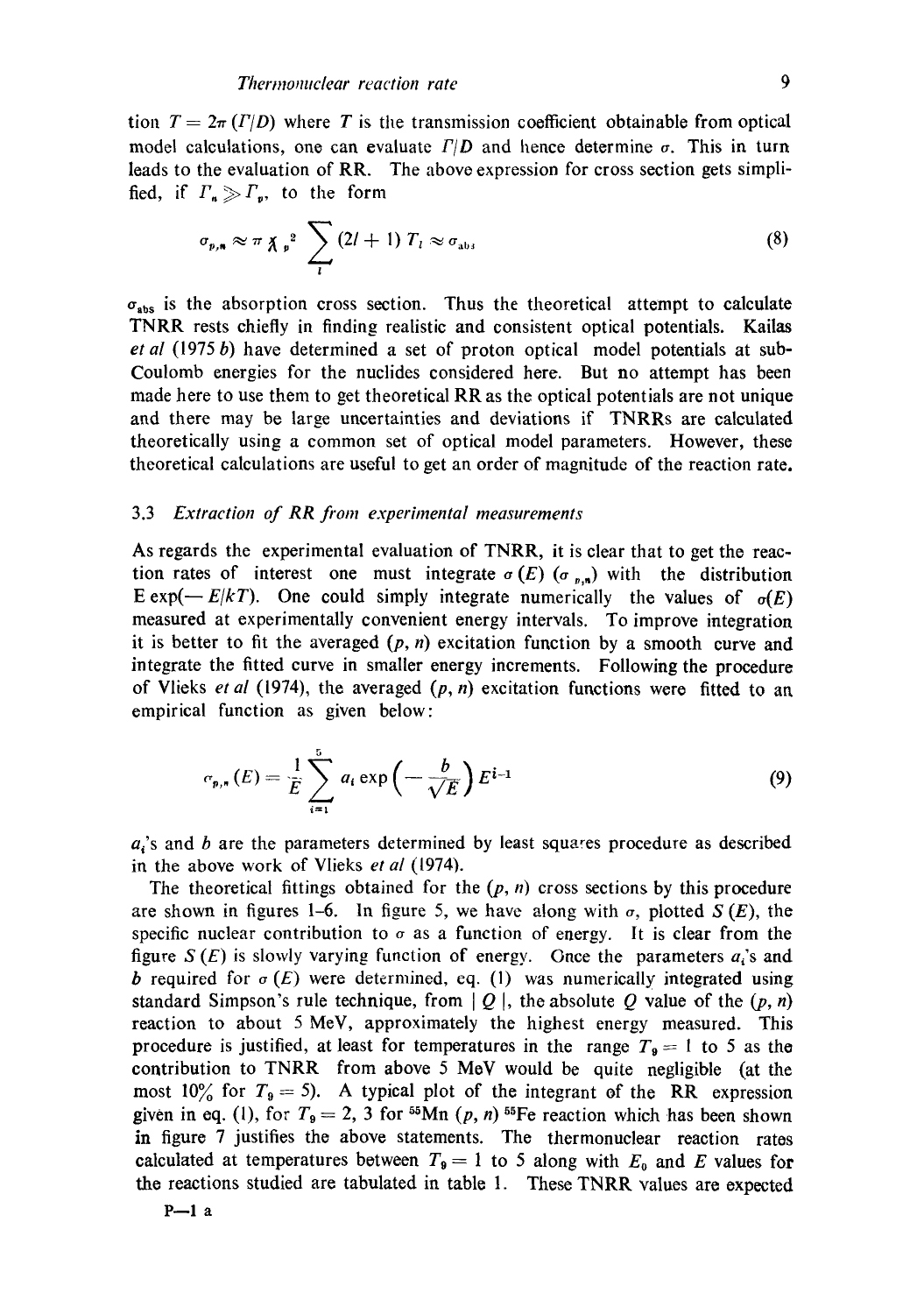tion $T = 2\pi (\Gamma/D)$ where $T$ is the transmission coefficient obtainable from optical model calculations, one can evaluate $\Gamma/D$ and hence determine $\sigma$. This in turn leads to the evaluation of RR. The above expression for cross section gets simplified, if $\Gamma_n \gg \Gamma_p$, to the form

$$\sigma_{p,n} \approx \pi \chi_p^2 \sum_l (2l+1) T_l \approx \sigma_{abs} \tag{8}$$

$\sigma_{abs}$ is the absorption cross section. Thus the theoretical attempt to calculate TNRR rests chiefly in finding realistic and consistent optical potentials. Kailas *et al* (1975 *b*) have determined a set of proton optical model potentials at sub-Coulomb energies for the nuclides considered here. But no attempt has been made here to use them to get theoretical RR as the optical potentials are not unique and there may be large uncertainties and deviations if TNRRs are calculated theoretically using a common set of optical model parameters. However, these theoretical calculations are useful to get an order of magnitude of the reaction rate.

### 3.3 *Extraction of RR from experimental measurements*

As regards the experimental evaluation of TNRR, it is clear that to get the reaction rates of interest one must integrate $\sigma(E)$ ($\sigma_{p,n}$) with the distribution $E \exp(-E/kT)$. One could simply integrate numerically the values of $\sigma(E)$ measured at experimentally convenient energy intervals. To improve integration it is better to fit the averaged $(p, n)$ excitation function by a smooth curve and integrate the fitted curve in smaller energy increments. Following the procedure of Vlieks *et al* (1974), the averaged $(p, n)$ excitation functions were fitted to an empirical function as given below:

$$\sigma_{p,n}(E) = \frac{1}{E} \sum_{i=1}^{5} a_i \exp\left(-\frac{b}{\sqrt{E}}\right) E^{i-1} \tag{9}$$

$a_i$'s and $b$ are the parameters determined by least squares procedure as described in the above work of Vlieks *et al* (1974).

The theoretical fittings obtained for the $(p, n)$ cross sections by this procedure are shown in figures 1–6. In figure 5, we have along with $\sigma$, plotted $S(E)$, the specific nuclear contribution to $\sigma$ as a function of energy. It is clear from the figure $S(E)$ is slowly varying function of energy. Once the parameters $a_i$'s and $b$ required for $\sigma(E)$ were determined, eq. (1) was numerically integrated using standard Simpson's rule technique, from $|Q|$, the absolute $Q$ value of the $(p, n)$ reaction to about 5 MeV, approximately the highest energy measured. This procedure is justified, at least for temperatures in the range $T_9 = 1$ to 5 as the contribution to TNRR from above 5 MeV would be quite negligible (at the most 10% for $T_9 = 5$). A typical plot of the integrant of the RR expression given in eq. (1), for $T_9 = 2$, 3 for $^{55}$Mn $(p, n)$ $^{55}$Fe reaction which has been shown in figure 7 justifies the above statements. The thermonuclear reaction rates calculated at temperatures between $T_9 = 1$ to 5 along with $E_0$ and $E$ values for the reactions studied are tabulated in table 1. These TNRR values are expected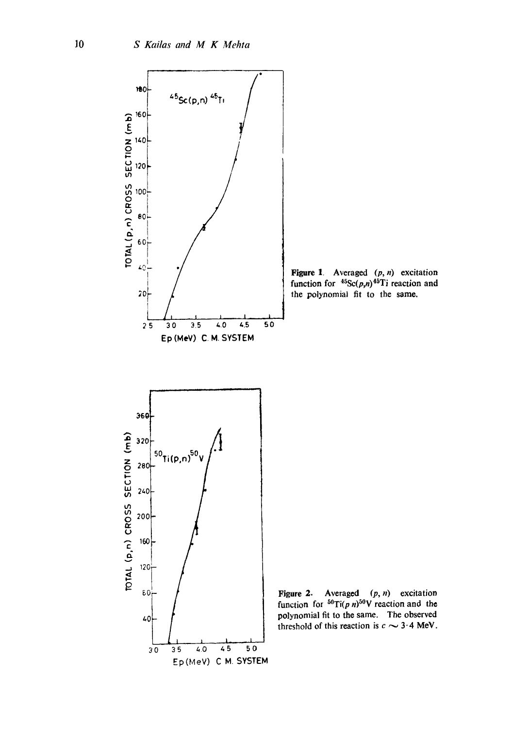Figure 1. Averaged $(p, n)$ excitation function for $^{45}Sc(p,n)^{45}Ti$ reaction and the polynomial fit to the same.

Figure 2. Averaged $(p, n)$ excitation function for $^{50}Ti(p\ n)^{50}V$ reaction and the polynomial fit to the same. The observed threshold of this reaction is $c \sim 3{\cdot}4$ MeV.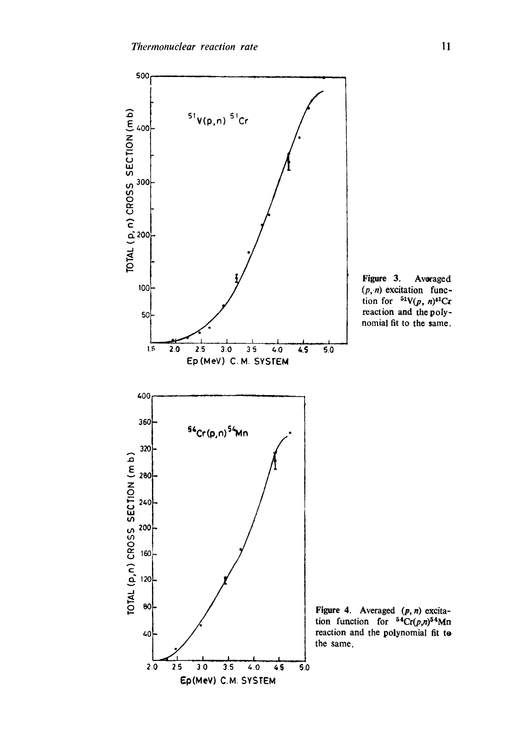**Figure 3.** Averaged $(p, n)$ excitation function for $^{51}V(p, n)^{51}Cr$ reaction and the polynomial fit to the same.

**Figure 4.** Averaged $(p, n)$ excitation function for $^{54}Cr(p,n)^{54}Mn$ reaction and the polynomial fit to the same.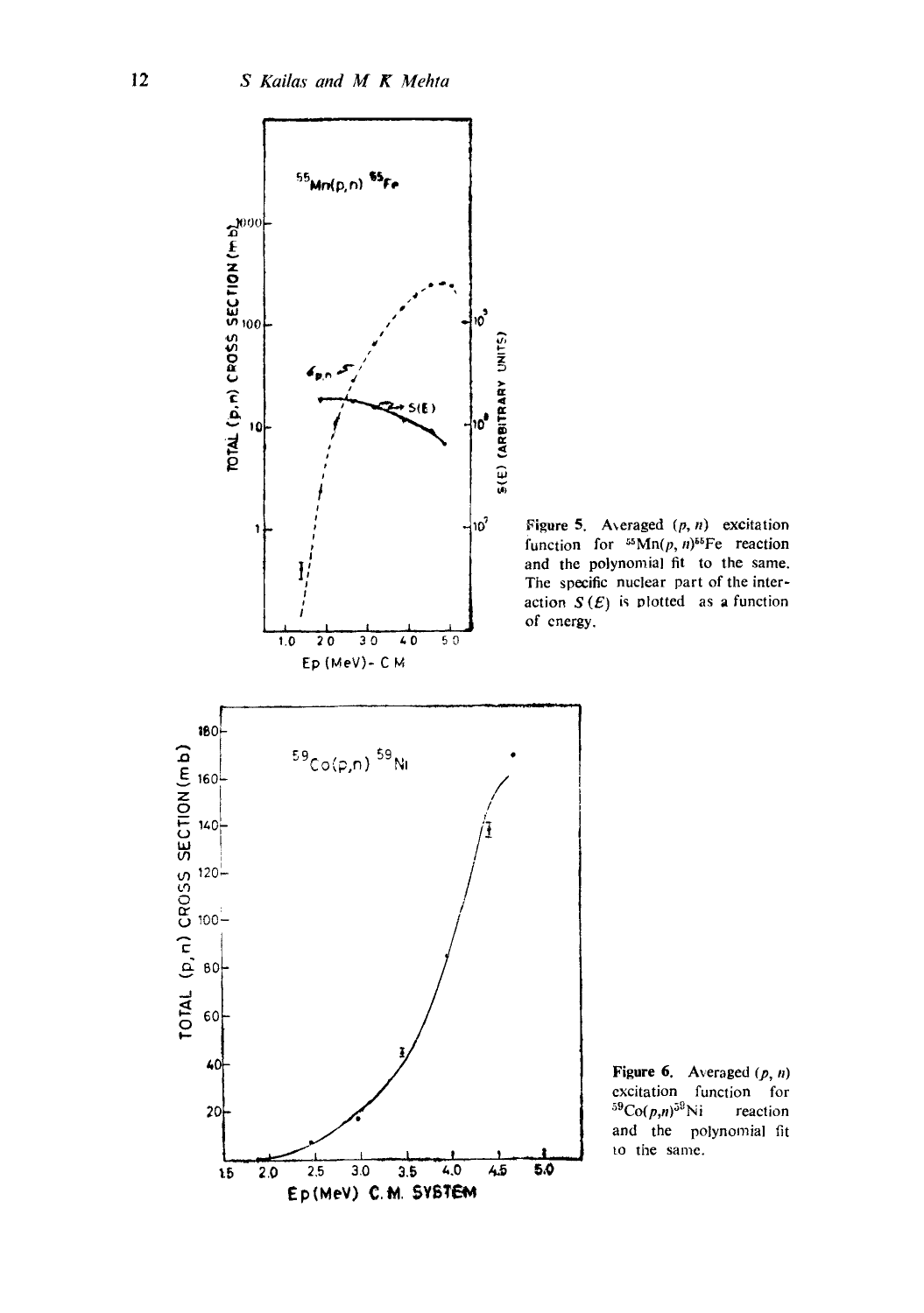**Figure 5.** Averaged $(p, n)$ excitation function for $^{55}Mn(p, n)^{55}Fe$ reaction and the polynomial fit to the same. The specific nuclear part of the interaction $S(E)$ is plotted as a function of energy.

**Figure 6.** Averaged $(p, n)$ excitation function for $^{59}Co(p,n)^{59}Ni$ reaction and the polynomial fit to the same.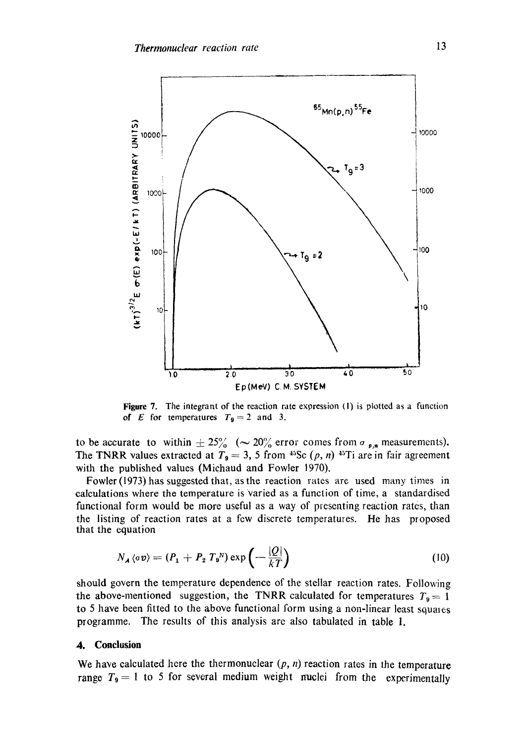**Figure 7.** The integrant of the reaction rate expression (1) is plotted as a function of $E$ for temperatures $T_9 = 2$ and 3.

to be accurate to within $\pm 25\%$ ($\sim 20\%$ error comes from $\sigma_{p,n}$ measurements). The TNRR values extracted at $T_9 = 3$, 5 from $^{45}Sc$ $(p, n)$ $^{45}Ti$ are in fair agreement with the published values (Michaud and Fowler 1970).

Fowler (1973) has suggested that, as the reaction rates are used many times in calculations where the temperature is varied as a function of time, a standardised functional form would be more useful as a way of presenting reaction rates, than the listing of reaction rates at a few discrete temperatures. He has proposed that the equation

$$N_A \langle \sigma v \rangle = (P_1 + P_2 T_9^N) \exp\left(-\frac{|Q|}{kT}\right) \tag{10}$$

should govern the temperature dependence of the stellar reaction rates. Following the above-mentioned suggestion, the TNRR calculated for temperatures $T_9 = 1$ to 5 have been fitted to the above functional form using a non-linear least squares programme. The results of this analysis are also tabulated in table 1.

## 4. Conclusion

We have calculated here the thermonuclear $(p, n)$ reaction rates in the temperature range $T_9 = 1$ to 5 for several medium weight nuclei from the experimentally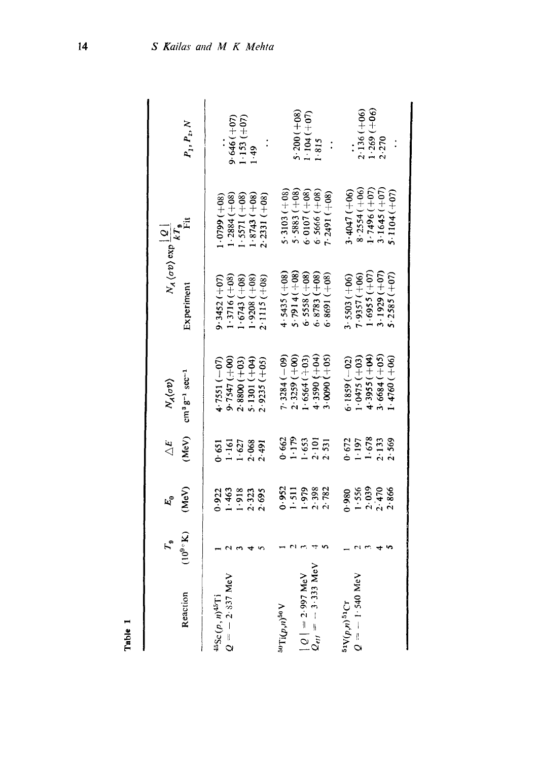**Table 1**

| Reaction | $T_9$ ($10^9$ °K) | $E_0$ (MeV) | $\triangle E$ (MeV) | $N_A\langle\sigma v\rangle$ $cm^3 g^{-1} sec^{-1}$ | $N_A\langle\sigma v\rangle \exp\frac{\lvert Q\rvert}{kT_9}$ Experiment | $N_A\langle\sigma v\rangle \exp\frac{\lvert Q\rvert}{kT_9}$ Fit | $P_1, P_2, N$ |
|---|---|---|---|---|---|---|---|
| $^{45}Sc(p,n)^{45}Ti$ | 1 | 0·922 | 0·651 | 4·7551 (−07) | 9·3452 (+07) | 1·0799 (+08) | . . |
| $Q = -2·837$ MeV | 2 | 1·463 | 1·161 | 9·7547 (+00) | 1·3716 (+08) | 1·2884 (+08) | 9·646 (+07) |
| | 3 | 1·918 | 1·627 | 2·8800 (+03) | 1·6743 (+08) | 1·5571 (+08) | 1·153 (+07) |
| | 4 | 2·323 | 2·068 | 5·1301 (+04) | 1·9208 (+08) | 1·8743 (+08) | 1·49 |
| | 5 | 2·695 | 2·491 | 2·9235 (+05) | 2·1115 (+08) | 2·2331 (+08) | . . |
| $^{50}Ti(p,n)^{50}V$ | 1 | 0·952 | 0·662 | 7·3284 (−09) | 4·5435 (+08) | 5·3103 (+08) | |
| | 2 | 1·511 | 1·179 | 2·3259 (+00) | 5·7914 (+08) | 5·5883 (+08) | |
| $\lvert Q\rvert = 2·997$ MeV | 3 | 1·979 | 1·653 | 1·6564 (+03) | 6·5558 (+08) | 6·0107 (+08) | 5·200 (+08) |
| $Q_{eff} = -3·333$ MeV | 4 | 2·398 | 2·101 | 4·3590 (+04) | 6·8783 (+08) | 6·5666 (+08) | 1·104 (+07) |
| | 5 | 2·782 | 2·531 | 3·0090 (+05) | 6·8691 (+08) | 7·2491 (+08) | 1·815 |
| | | | | | | | . . |
| $^{51}V(p,n)^{51}Cr$ | 1 | 0·980 | 0·672 | 6·1859 (−02) | 3·5503 (+06) | 3·4047 (+06) | . . |
| $Q = -1·540$ MeV | 2 | 1·556 | 1·197 | 1·0475 (+03) | 7·9357 (+06) | 8·2554 (+06) | 2·136 (+06) |
| | 3 | 2·039 | 1·678 | 4·3955 (+04) | 1·6955 (+07) | 1·7496 (+07) | 1·269 (+06) |
| | 4 | 2·470 | 2·133 | 3·6684 (+05) | 3·1929 (+07) | 3·1645 (+07) | 2·270 |
| | 5 | 2·866 | 2·569 | 1·4760 (+06) | 5·2585 (+07) | 5·1104 (+07) | . . |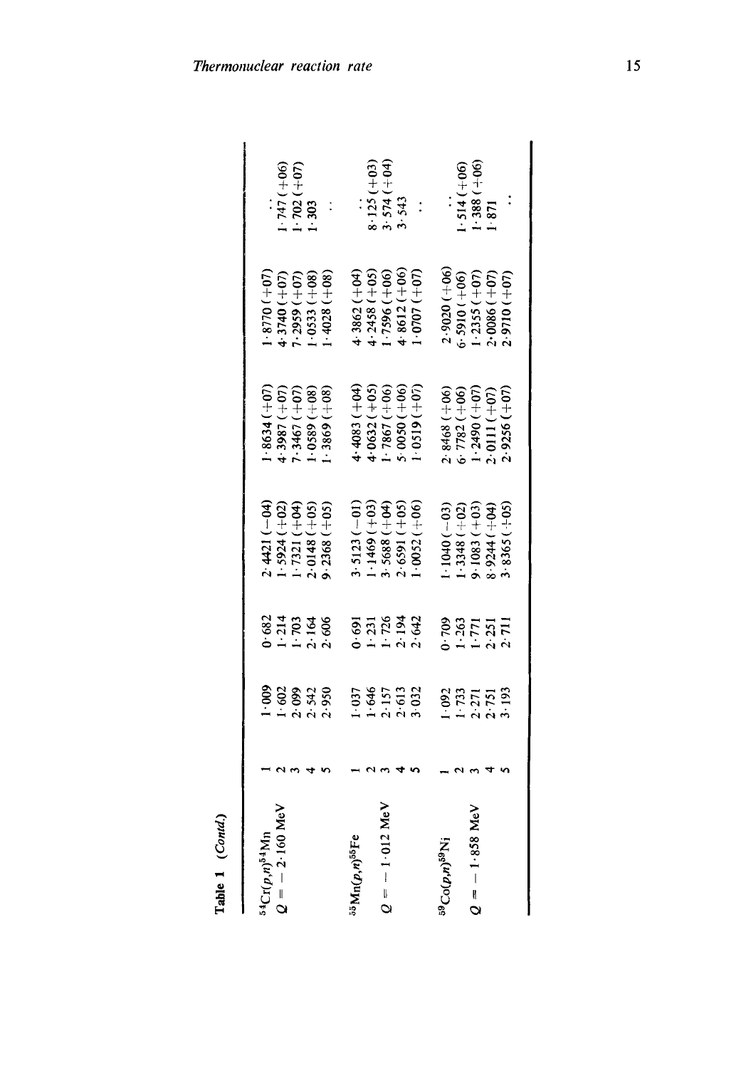**Table 1** *(Contd.)*

| Reaction | | | | | | | |
|---|---|---|---|---|---|---|---|
| $^{54}Cr(p,n)^{54}Mn$ | 1 | 1·009 | 0·682 | 2·4421 (−04) | 1·8634 (+07) | 1·8770 (+07) | . . |
| $Q = -2·160$ MeV | 2 | 1·602 | 1·214 | 1·5924 (+02) | 4·3987 (+07) | 4·3740 (+07) | 1·747 (+06) |
| | 3 | 2·099 | 1·703 | 1·7321 (+04) | 7·3467 (+07) | 7·2959 (+07) | 1·702 (+07) |
| | 4 | 2·542 | 2·164 | 2·0148 (+05) | 1·0589 (+08) | 1·0533 (+08) | 1·303 |
| | 5 | 2·950 | 2·606 | 9·2368 (+05) | 1·3869 (+08) | 1·4028 (+08) | . . |
| $^{55}Mn(p,n)^{55}Fe$ | 1 | 1·037 | 0·691 | 3·5123 (−01) | 4·4083 (+04) | 4·3862 (+04) | . . |
| | 2 | 1·646 | 1·231 | 1·1469 (+03) | 4·0632 (+05) | 4·2458 (+05) | 8·125 (+03) |
| $Q = -1·012$ MeV | 3 | 2·157 | 1·726 | 3·5688 (+04) | 1·7867 (+06) | 1·7596 (+06) | 3·574 (+04) |
| | 4 | 2·613 | 2·194 | 2·6591 (+05) | 5·0050 (+06) | 4·8612 (+06) | 3·543 |
| | 5 | 3·032 | 2·642 | 1·0052 (+06) | 1·0519 (+07) | 1·0707 (+07) | . . |
| $^{59}Co(p,n)^{59}Ni$ | 1 | 1·092 | 0·709 | 1·1040 (−03) | 2·8468 (+06) | 2·9020 (+06) | . . |
| | 2 | 1·733 | 1·263 | 1·3348 (+02) | 6·7782 (+06) | 6·5910 (+06) | 1·514 (+06) |
| $Q = -1·858$ MeV | 3 | 2·271 | 1·771 | 9·1083 (+03) | 1·2490 (+07) | 1·2355 (+07) | 1·388 (+06) |
| | 4 | 2·751 | 2·251 | 8·9244 (+04) | 2·0111 (+07) | 2·0086 (+07) | 1·871 |
| | 5 | 3·193 | 2·711 | 3·8365 (+05) | 2·9256 (+07) | 2·9710 (+07) | . . |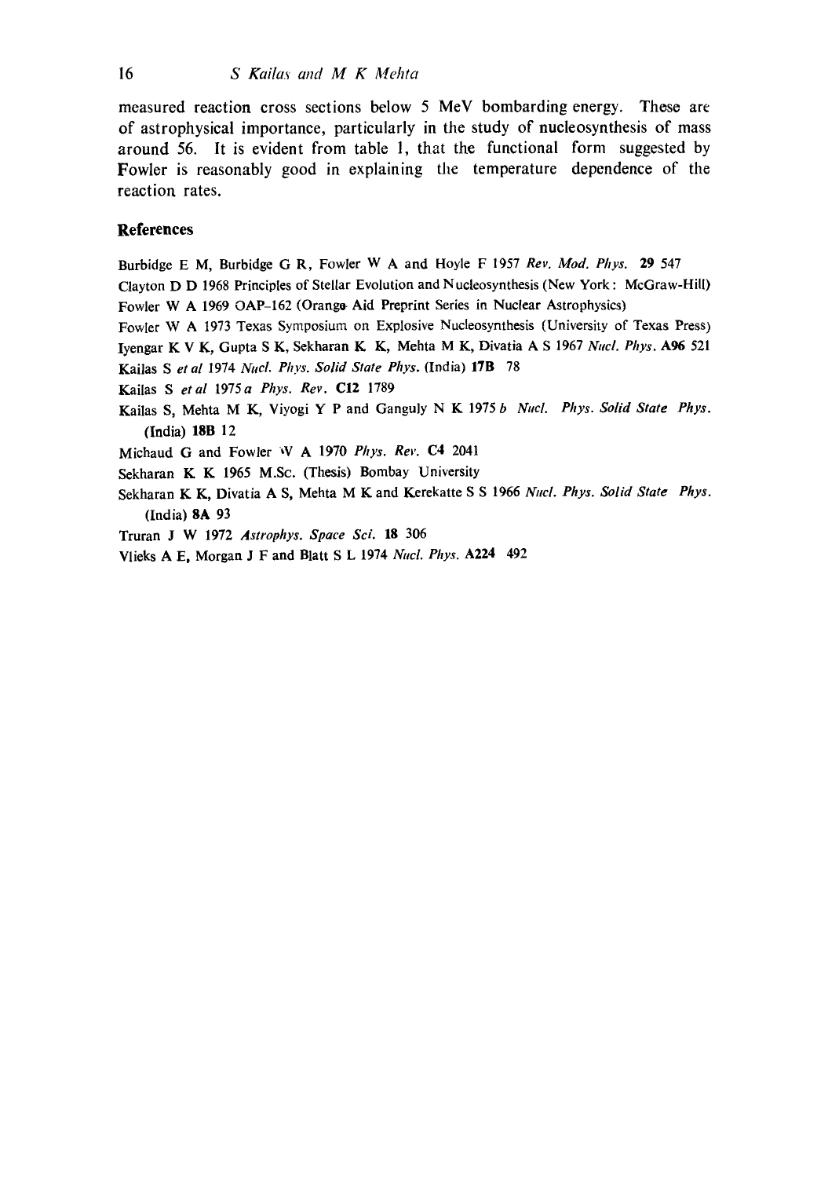measured reaction cross sections below 5 MeV bombarding energy. These are of astrophysical importance, particularly in the study of nucleosynthesis of mass around 56. It is evident from table 1, that the functional form suggested by Fowler is reasonably good in explaining the temperature dependence of the reaction rates.

## References

Burbidge E M, Burbidge G R, Fowler W A and Hoyle F 1957 *Rev. Mod. Phys.* **29** 547

Clayton D D 1968 Principles of Stellar Evolution and Nucleosynthesis (New York: McGraw-Hill)

Fowler W A 1969 OAP–162 (Orange Aid Preprint Series in Nuclear Astrophysics)

Fowler W A 1973 Texas Symposium on Explosive Nucleosynthesis (University of Texas Press)

Iyengar K V K, Gupta S K, Sekharan K K, Mehta M K, Divatia A S 1967 *Nucl. Phys.* **A96** 521

Kailas S *et al* 1974 *Nucl. Phys. Solid State Phys.* (India) **17B** 78

Kailas S *et al* 1975 *a Phys. Rev.* **C12** 1789

Kailas S, Mehta M K, Viyogi Y P and Ganguly N K 1975 *b Nucl. Phys. Solid State Phys.* (India) **18B** 12

Michaud G and Fowler W A 1970 *Phys. Rev.* **C4** 2041

Sekharan K K 1965 M.Sc. (Thesis) Bombay University

Sekharan K K, Divatia A S, Mehta M K and Kerekatte S S 1966 *Nucl. Phys. Solid State Phys.* (India) **8A** 93

Truran J W 1972 *Astrophys. Space Sci.* **18** 306

Vlieks A E, Morgan J F and Blatt S L 1974 *Nucl. Phys.* **A224** 492